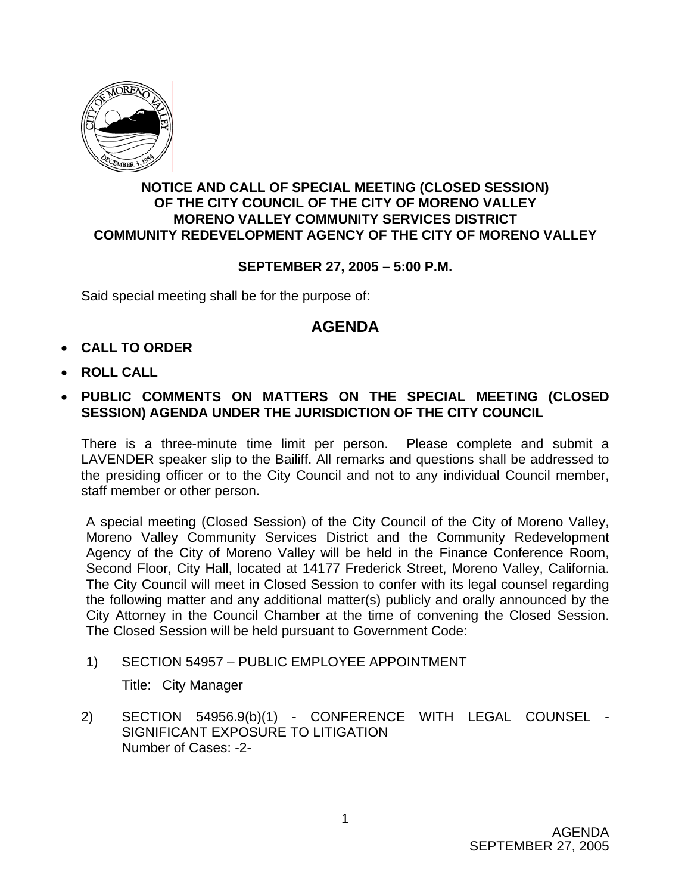**NOTICE AND CALL OF SPECIAL MEETING (CLOSED SESSION)
OF THE CITY COUNCIL OF THE CITY OF MORENO VALLEY
MORENO VALLEY COMMUNITY SERVICES DISTRICT
COMMUNITY REDEVELOPMENT AGENCY OF THE CITY OF MORENO VALLEY**

**SEPTEMBER 27, 2005 – 5:00 P.M.**

Said special meeting shall be for the purpose of:

# AGENDA

- **CALL TO ORDER**
- **ROLL CALL**
- **PUBLIC COMMENTS ON MATTERS ON THE SPECIAL MEETING (CLOSED SESSION) AGENDA UNDER THE JURISDICTION OF THE CITY COUNCIL**

There is a three-minute time limit per person. Please complete and submit a LAVENDER speaker slip to the Bailiff. All remarks and questions shall be addressed to the presiding officer or to the City Council and not to any individual Council member, staff member or other person.

A special meeting (Closed Session) of the City Council of the City of Moreno Valley, Moreno Valley Community Services District and the Community Redevelopment Agency of the City of Moreno Valley will be held in the Finance Conference Room, Second Floor, City Hall, located at 14177 Frederick Street, Moreno Valley, California. The City Council will meet in Closed Session to confer with its legal counsel regarding the following matter and any additional matter(s) publicly and orally announced by the City Attorney in the Council Chamber at the time of convening the Closed Session. The Closed Session will be held pursuant to Government Code:

1) SECTION 54957 – PUBLIC EMPLOYEE APPOINTMENT

   Title: City Manager

2) SECTION 54956.9(b)(1) - CONFERENCE WITH LEGAL COUNSEL - SIGNIFICANT EXPOSURE TO LITIGATION
   Number of Cases: -2-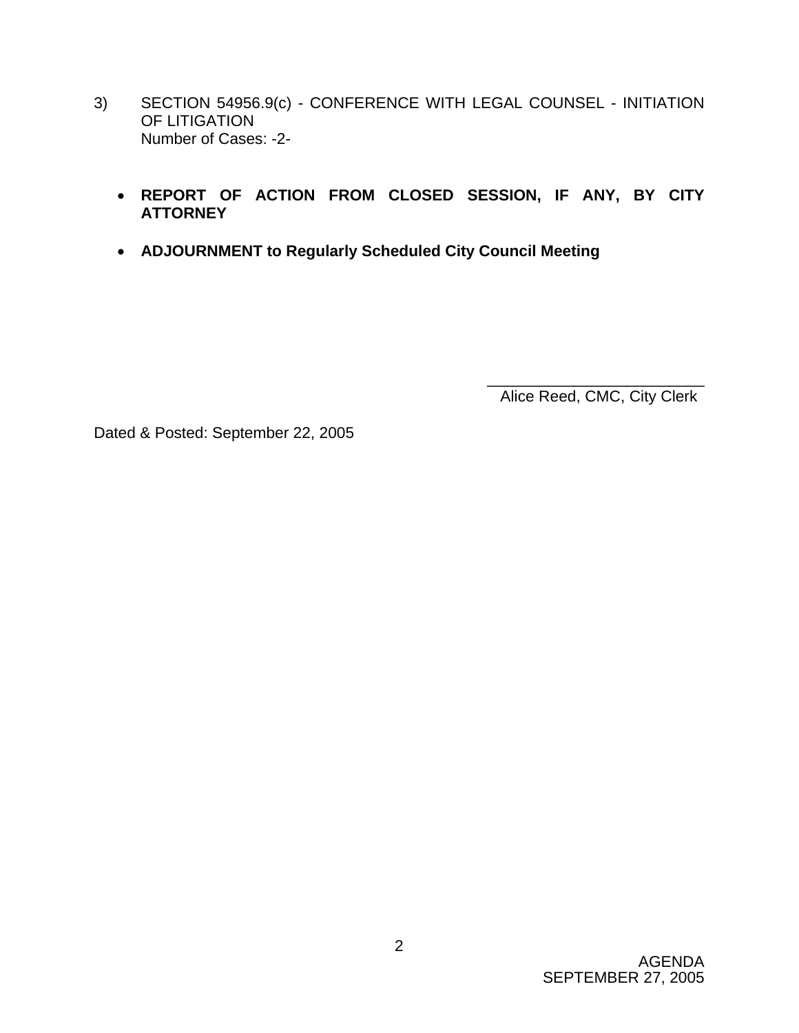3) SECTION 54956.9(c) - CONFERENCE WITH LEGAL COUNSEL - INITIATION OF LITIGATION
Number of Cases: -2-

- **REPORT OF ACTION FROM CLOSED SESSION, IF ANY, BY CITY ATTORNEY**

- **ADJOURNMENT to Regularly Scheduled City Council Meeting**

\_\_\_\_\_\_\_\_\_\_\_\_\_\_\_\_\_\_\_\_\_\_\_\_\_\_\_\_

Alice Reed, CMC, City Clerk

Dated & Posted: September 22, 2005